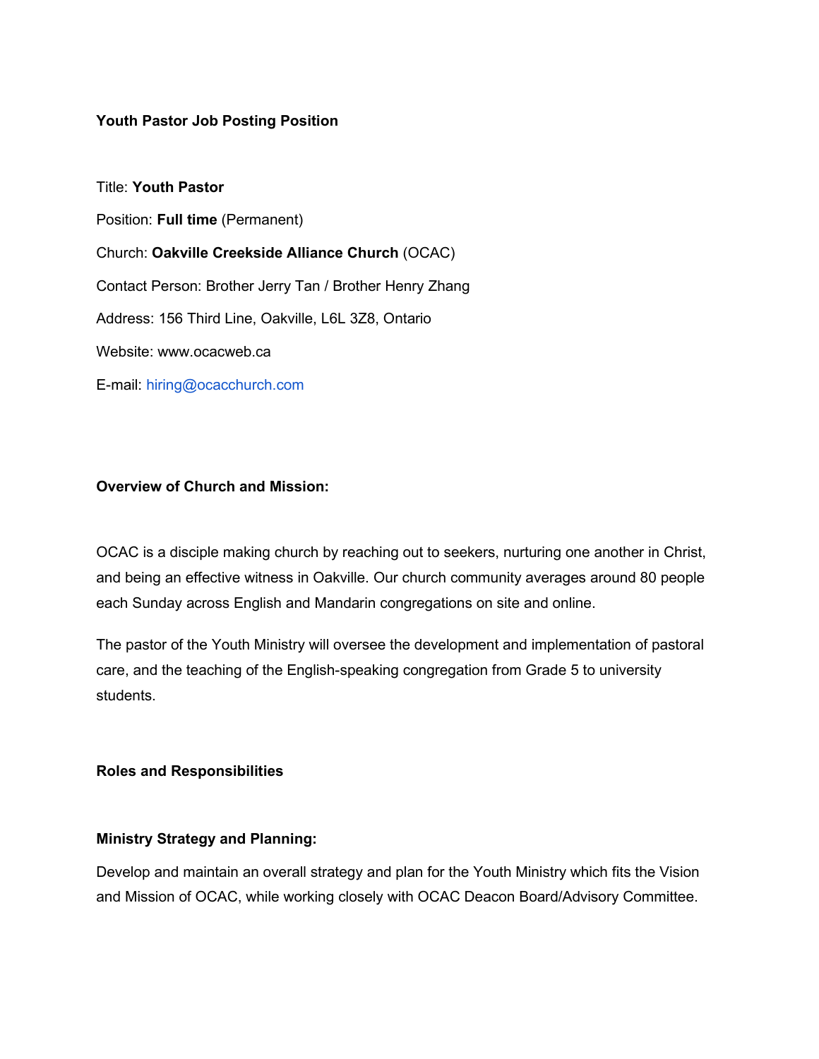**Youth Pastor Job Posting Position**

Title: **Youth Pastor**

Position: **Full time** (Permanent)

Church: **Oakville Creekside Alliance Church** (OCAC)

Contact Person: Brother Jerry Tan / Brother Henry Zhang

Address: 156 Third Line, Oakville, L6L 3Z8, Ontario

Website: www.ocacweb.ca

E-mail: hiring@ocacchurch.com

**Overview of Church and Mission:**

OCAC is a disciple making church by reaching out to seekers, nurturing one another in Christ, and being an effective witness in Oakville. Our church community averages around 80 people each Sunday across English and Mandarin congregations on site and online.

The pastor of the Youth Ministry will oversee the development and implementation of pastoral care, and the teaching of the English-speaking congregation from Grade 5 to university students.

**Roles and Responsibilities**

**Ministry Strategy and Planning:**

Develop and maintain an overall strategy and plan for the Youth Ministry which fits the Vision and Mission of OCAC, while working closely with OCAC Deacon Board/Advisory Committee.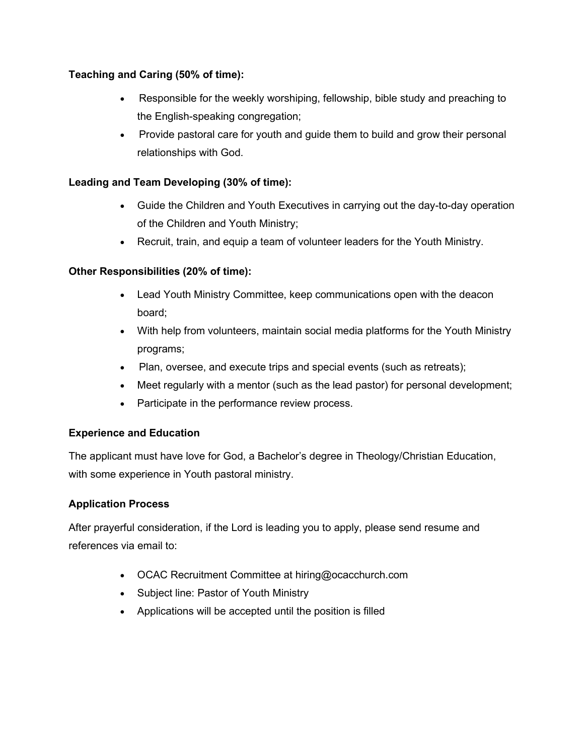**Teaching and Caring (50% of time):**

- Responsible for the weekly worshiping, fellowship, bible study and preaching to the English-speaking congregation;
- Provide pastoral care for youth and guide them to build and grow their personal relationships with God.

**Leading and Team Developing (30% of time):**

- Guide the Children and Youth Executives in carrying out the day-to-day operation of the Children and Youth Ministry;
- Recruit, train, and equip a team of volunteer leaders for the Youth Ministry.

**Other Responsibilities (20% of time):**

- Lead Youth Ministry Committee, keep communications open with the deacon board;
- With help from volunteers, maintain social media platforms for the Youth Ministry programs;
- Plan, oversee, and execute trips and special events (such as retreats);
- Meet regularly with a mentor (such as the lead pastor) for personal development;
- Participate in the performance review process.

**Experience and Education**

The applicant must have love for God, a Bachelor's degree in Theology/Christian Education, with some experience in Youth pastoral ministry.

**Application Process**

After prayerful consideration, if the Lord is leading you to apply, please send resume and references via email to:

- OCAC Recruitment Committee at hiring@ocacchurch.com
- Subject line: Pastor of Youth Ministry
- Applications will be accepted until the position is filled